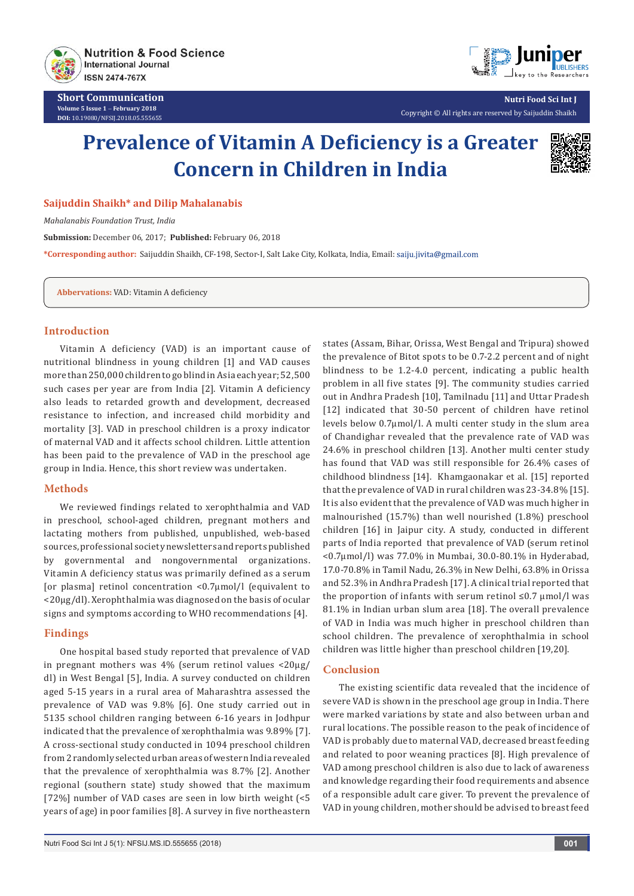Short Communication

# Prevalence of Vitamin A Deficiency is a Greater Concern in Children in India

**Saijuddin Shaikh\* and Dilip Mahalanabis**

*Mahalanabis Foundation Trust, India*

**Submission:** December 06, 2017; **Published:** February 06, 2018

**\*Corresponding author:** Saijuddin Shaikh, CF-198, Sector-I, Salt Lake City, Kolkata, India, Email: saiju.jivita@gmail.com

**Abbervations:** VAD: Vitamin A deficiency

## Introduction

Vitamin A deficiency (VAD) is an important cause of nutritional blindness in young children [1] and VAD causes more than 250,000 children to go blind in Asia each year; 52,500 such cases per year are from India [2]. Vitamin A deficiency also leads to retarded growth and development, decreased resistance to infection, and increased child morbidity and mortality [3]. VAD in preschool children is a proxy indicator of maternal VAD and it affects school children. Little attention has been paid to the prevalence of VAD in the preschool age group in India. Hence, this short review was undertaken.

## Methods

We reviewed findings related to xerophthalmia and VAD in preschool, school-aged children, pregnant mothers and lactating mothers from published, unpublished, web-based sources, professional society newsletters and reports published by governmental and nongovernmental organizations. Vitamin A deficiency status was primarily defined as a serum [or plasma] retinol concentration <0.7μmol/l (equivalent to <20μg/dl). Xerophthalmia was diagnosed on the basis of ocular signs and symptoms according to WHO recommendations [4].

## Findings

One hospital based study reported that prevalence of VAD in pregnant mothers was 4% (serum retinol values <20μg/dl) in West Bengal [5], India. A survey conducted on children aged 5-15 years in a rural area of Maharashtra assessed the prevalence of VAD was 9.8% [6]. One study carried out in 5135 school children ranging between 6-16 years in Jodhpur indicated that the prevalence of xerophthalmia was 9.89% [7]. A cross-sectional study conducted in 1094 preschool children from 2 randomly selected urban areas of western India revealed that the prevalence of xerophthalmia was 8.7% [2]. Another regional (southern state) study showed that the maximum [72%] number of VAD cases are seen in low birth weight (<5 years of age) in poor families [8]. A survey in five northeastern states (Assam, Bihar, Orissa, West Bengal and Tripura) showed the prevalence of Bitot spots to be 0.7-2.2 percent and of night blindness to be 1.2-4.0 percent, indicating a public health problem in all five states [9]. The community studies carried out in Andhra Pradesh [10], Tamilnadu [11] and Uttar Pradesh [12] indicated that 30-50 percent of children have retinol levels below 0.7μmol/l. A multi center study in the slum area of Chandighar revealed that the prevalence rate of VAD was 24.6% in preschool children [13]. Another multi center study has found that VAD was still responsible for 26.4% cases of childhood blindness [14]. Khamgaonakar et al. [15] reported that the prevalence of VAD in rural children was 23-34.8% [15]. It is also evident that the prevalence of VAD was much higher in malnourished (15.7%) than well nourished (1.8%) preschool children [16] in Jaipur city. A study, conducted in different parts of India reported that prevalence of VAD (serum retinol <0.7μmol/l) was 77.0% in Mumbai, 30.0-80.1% in Hyderabad, 17.0-70.8% in Tamil Nadu, 26.3% in New Delhi, 63.8% in Orissa and 52.3% in Andhra Pradesh [17]. A clinical trial reported that the proportion of infants with serum retinol ≤0.7 μmol/l was 81.1% in Indian urban slum area [18]. The overall prevalence of VAD in India was much higher in preschool children than school children. The prevalence of xerophthalmia in school children was little higher than preschool children [19,20].

## Conclusion

The existing scientific data revealed that the incidence of severe VAD is shown in the preschool age group in India. There were marked variations by state and also between urban and rural locations. The possible reason to the peak of incidence of VAD is probably due to maternal VAD, decreased breast feeding and related to poor weaning practices [8]. High prevalence of VAD among preschool children is also due to lack of awareness and knowledge regarding their food requirements and absence of a responsible adult care giver. To prevent the prevalence of VAD in young children, mother should be advised to breast feed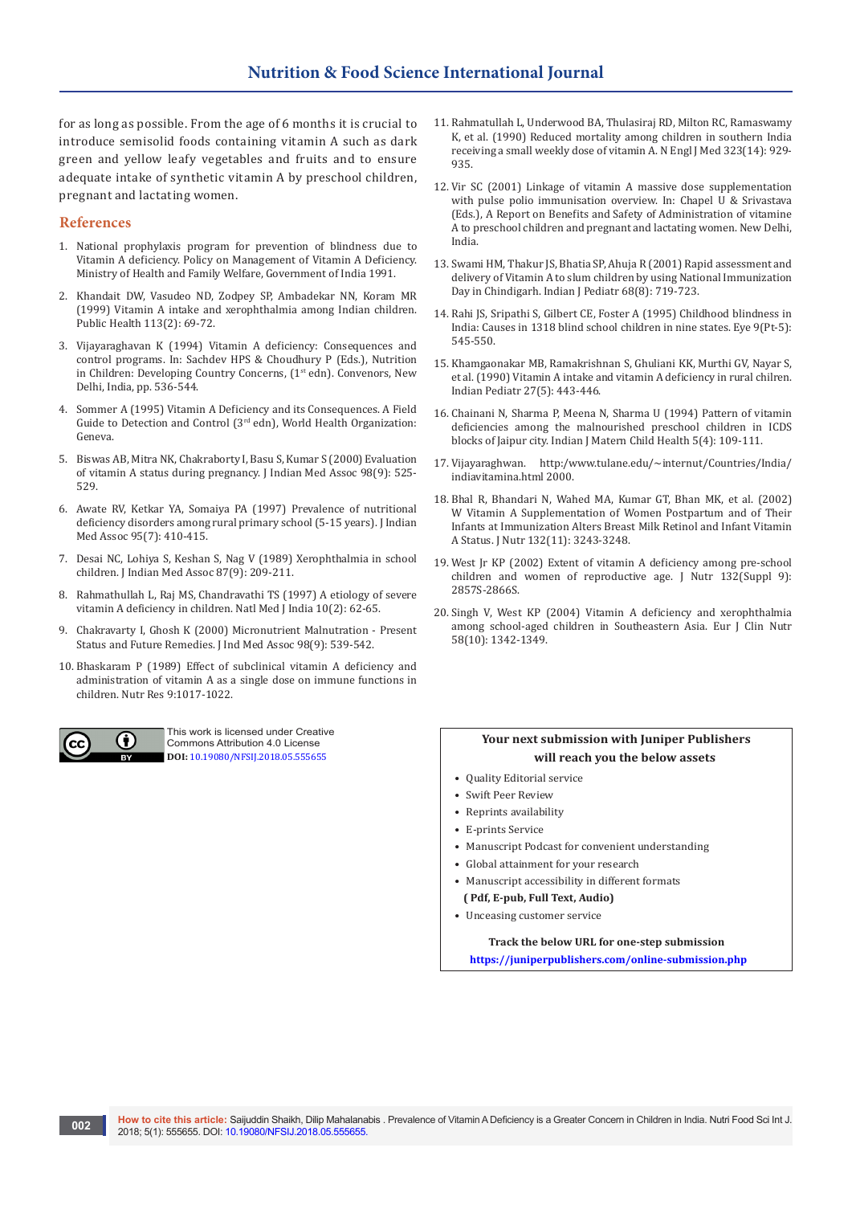for as long as possible. From the age of 6 months it is crucial to introduce semisolid foods containing vitamin A such as dark green and yellow leafy vegetables and fruits and to ensure adequate intake of synthetic vitamin A by preschool children, pregnant and lactating women.

## References

1. National prophylaxis program for prevention of blindness due to Vitamin A deficiency. Policy on Management of Vitamin A Deficiency. Ministry of Health and Family Welfare, Government of India 1991.
2. Khandait DW, Vasudeo ND, Zodpey SP, Ambadekar NN, Koram MR (1999) Vitamin A intake and xerophthalmia among Indian children. Public Health 113(2): 69-72.
3. Vijayaraghavan K (1994) Vitamin A deficiency: Consequences and control programs. In: Sachdev HPS & Choudhury P (Eds.), Nutrition in Children: Developing Country Concerns, (1st edn). Convenors, New Delhi, India, pp. 536-544.
4. Sommer A (1995) Vitamin A Deficiency and its Consequences. A Field Guide to Detection and Control (3rd edn), World Health Organization: Geneva.
5. Biswas AB, Mitra NK, Chakraborty I, Basu S, Kumar S (2000) Evaluation of vitamin A status during pregnancy. J Indian Med Assoc 98(9): 525-529.
6. Awate RV, Ketkar YA, Somaiya PA (1997) Prevalence of nutritional deficiency disorders among rural primary school (5-15 years). J Indian Med Assoc 95(7): 410-415.
7. Desai NC, Lohiya S, Keshan S, Nag V (1989) Xerophthalmia in school children. J Indian Med Assoc 87(9): 209-211.
8. Rahmathullah L, Raj MS, Chandravathi TS (1997) A etiology of severe vitamin A deficiency in children. Natl Med J India 10(2): 62-65.
9. Chakravarty I, Ghosh K (2000) Micronutrient Malnutration - Present Status and Future Remedies. J Ind Med Assoc 98(9): 539-542.
10. Bhaskaram P (1989) Effect of subclinical vitamin A deficiency and administration of vitamin A as a single dose on immune functions in children. Nutr Res 9:1017-1022.
11. Rahmatullah L, Underwood BA, Thulasiraj RD, Milton RC, Ramaswamy K, et al. (1990) Reduced mortality among children in southern India receiving a small weekly dose of vitamin A. N Engl J Med 323(14): 929-935.
12. Vir SC (2001) Linkage of vitamin A massive dose supplementation with pulse polio immunisation overview. In: Chapel U & Srivastava (Eds.), A Report on Benefits and Safety of Administration of vitamine A to preschool children and pregnant and lactating women. New Delhi, India.
13. Swami HM, Thakur JS, Bhatia SP, Ahuja R (2001) Rapid assessment and delivery of Vitamin A to slum children by using National Immunization Day in Chindigarh. Indian J Pediatr 68(8): 719-723.
14. Rahi JS, Sripathi S, Gilbert CE, Foster A (1995) Childhood blindness in India: Causes in 1318 blind school children in nine states. Eye 9(Pt-5): 545-550.
15. Khamgaonakar MB, Ramakrishnan S, Ghuliani KK, Murthi GV, Nayar S, et al. (1990) Vitamin A intake and vitamin A deficiency in rural chilren. Indian Pediatr 27(5): 443-446.
16. Chainani N, Sharma P, Meena N, Sharma U (1994) Pattern of vitamin deficiencies among the malnourished preschool children in ICDS blocks of Jaipur city. Indian J Matern Child Health 5(4): 109-111.
17. Vijayaraghwan. http:/www.tulane.edu/~internut/Countries/India/indiavitamina.html 2000.
18. Bhal R, Bhandari N, Wahed MA, Kumar GT, Bhan MK, et al. (2002) W Vitamin A Supplementation of Women Postpartum and of Their Infants at Immunization Alters Breast Milk Retinol and Infant Vitamin A Status. J Nutr 132(11): 3243-3248.
19. West Jr KP (2002) Extent of vitamin A deficiency among pre-school children and women of reproductive age. J Nutr 132(Suppl 9): 2857S-2866S.
20. Singh V, West KP (2004) Vitamin A deficiency and xerophthalmia among school-aged children in Southeastern Asia. Eur J Clin Nutr 58(10): 1342-1349.

This work is licensed under Creative Commons Attribution 4.0 License
**DOI:** 10.19080/NFSIJ.2018.05.555655

**Your next submission with Juniper Publishers will reach you the below assets**

- Quality Editorial service
- Swift Peer Review
- Reprints availability
- E-prints Service
- Manuscript Podcast for convenient understanding
- Global attainment for your research
- Manuscript accessibility in different formats
  **( Pdf, E-pub, Full Text, Audio)**
- Unceasing customer service

**Track the below URL for one-step submission**
**https://juniperpublishers.com/online-submission.php**